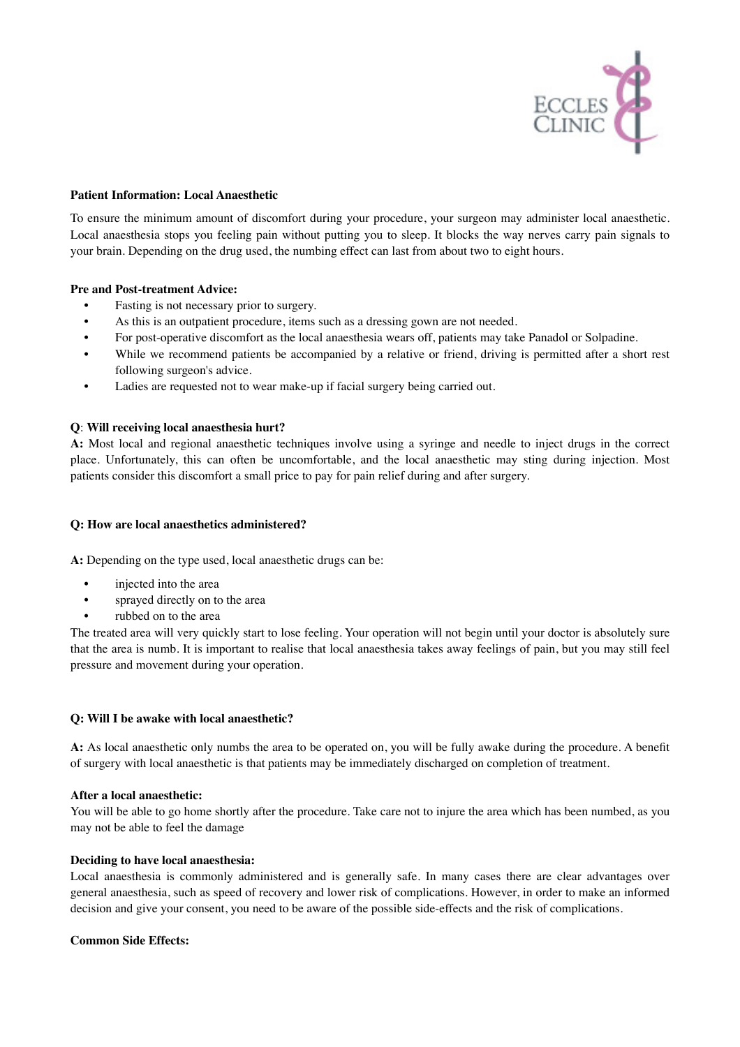ECCLES CLINIC

**Patient Information: Local Anaesthetic**

To ensure the minimum amount of discomfort during your procedure, your surgeon may administer local anaesthetic. Local anaesthesia stops you feeling pain without putting you to sleep. It blocks the way nerves carry pain signals to your brain. Depending on the drug used, the numbing effect can last from about two to eight hours.

**Pre and Post-treatment Advice:**

- Fasting is not necessary prior to surgery.
- As this is an outpatient procedure, items such as a dressing gown are not needed.
- For post-operative discomfort as the local anaesthesia wears off, patients may take Panadol or Solpadine.
- While we recommend patients be accompanied by a relative or friend, driving is permitted after a short rest following surgeon's advice.
- Ladies are requested not to wear make-up if facial surgery being carried out.

**Q**: **Will receiving local anaesthesia hurt?**

**A:** Most local and regional anaesthetic techniques involve using a syringe and needle to inject drugs in the correct place. Unfortunately, this can often be uncomfortable, and the local anaesthetic may sting during injection. Most patients consider this discomfort a small price to pay for pain relief during and after surgery.

**Q: How are local anaesthetics administered?**

**A:** Depending on the type used, local anaesthetic drugs can be:

- injected into the area
- sprayed directly on to the area
- rubbed on to the area

The treated area will very quickly start to lose feeling. Your operation will not begin until your doctor is absolutely sure that the area is numb. It is important to realise that local anaesthesia takes away feelings of pain, but you may still feel pressure and movement during your operation.

**Q: Will I be awake with local anaesthetic?**

**A:** As local anaesthetic only numbs the area to be operated on, you will be fully awake during the procedure. A benefit of surgery with local anaesthetic is that patients may be immediately discharged on completion of treatment.

**After a local anaesthetic:**

You will be able to go home shortly after the procedure. Take care not to injure the area which has been numbed, as you may not be able to feel the damage

**Deciding to have local anaesthesia:**

Local anaesthesia is commonly administered and is generally safe. In many cases there are clear advantages over general anaesthesia, such as speed of recovery and lower risk of complications. However, in order to make an informed decision and give your consent, you need to be aware of the possible side-effects and the risk of complications.

**Common Side Effects:**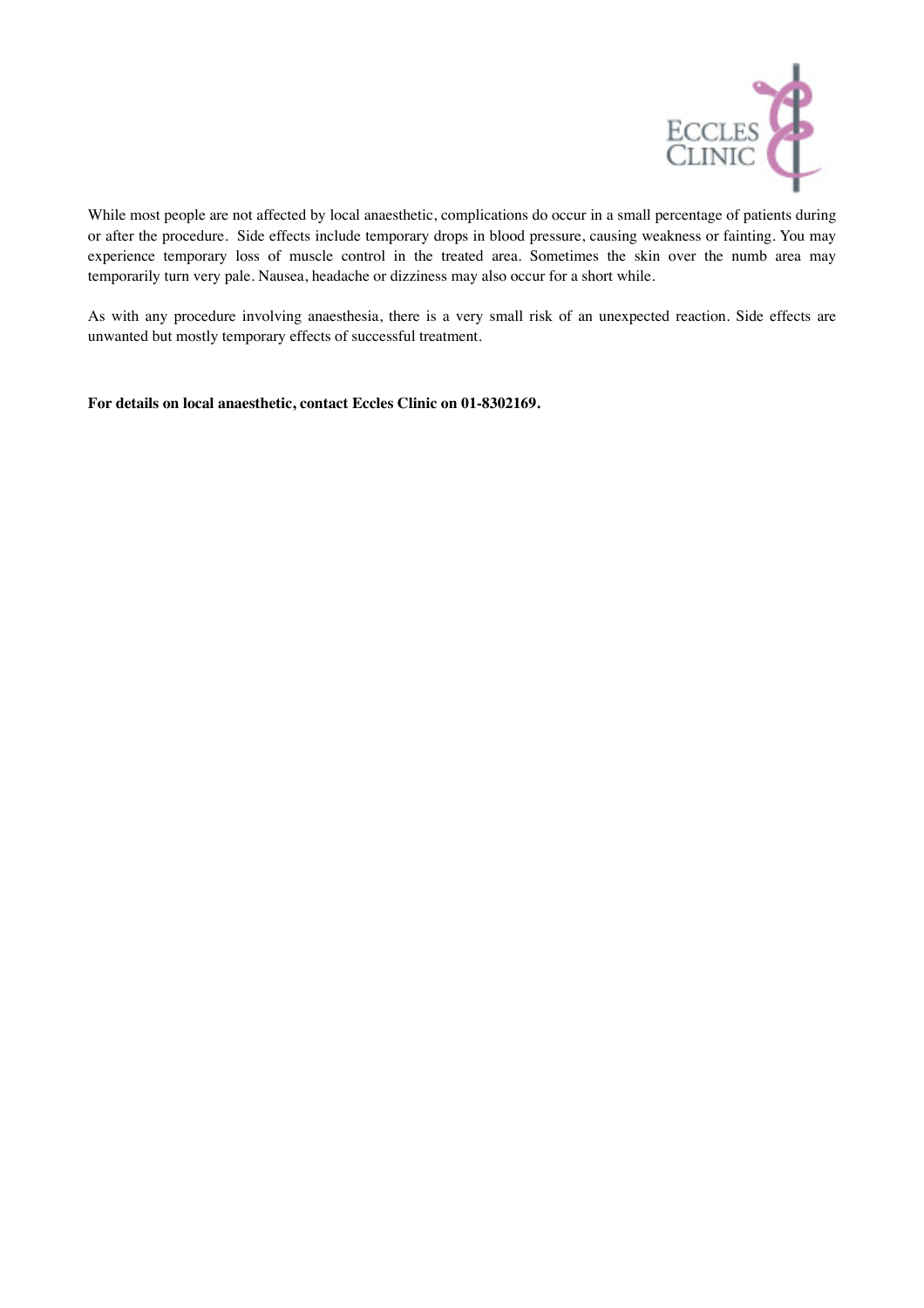While most people are not affected by local anaesthetic, complications do occur in a small percentage of patients during or after the procedure.  Side effects include temporary drops in blood pressure, causing weakness or fainting. You may experience temporary loss of muscle control in the treated area. Sometimes the skin over the numb area may temporarily turn very pale. Nausea, headache or dizziness may also occur for a short while.

As with any procedure involving anaesthesia, there is a very small risk of an unexpected reaction. Side effects are unwanted but mostly temporary effects of successful treatment.

**For details on local anaesthetic, contact Eccles Clinic on 01-8302169.**